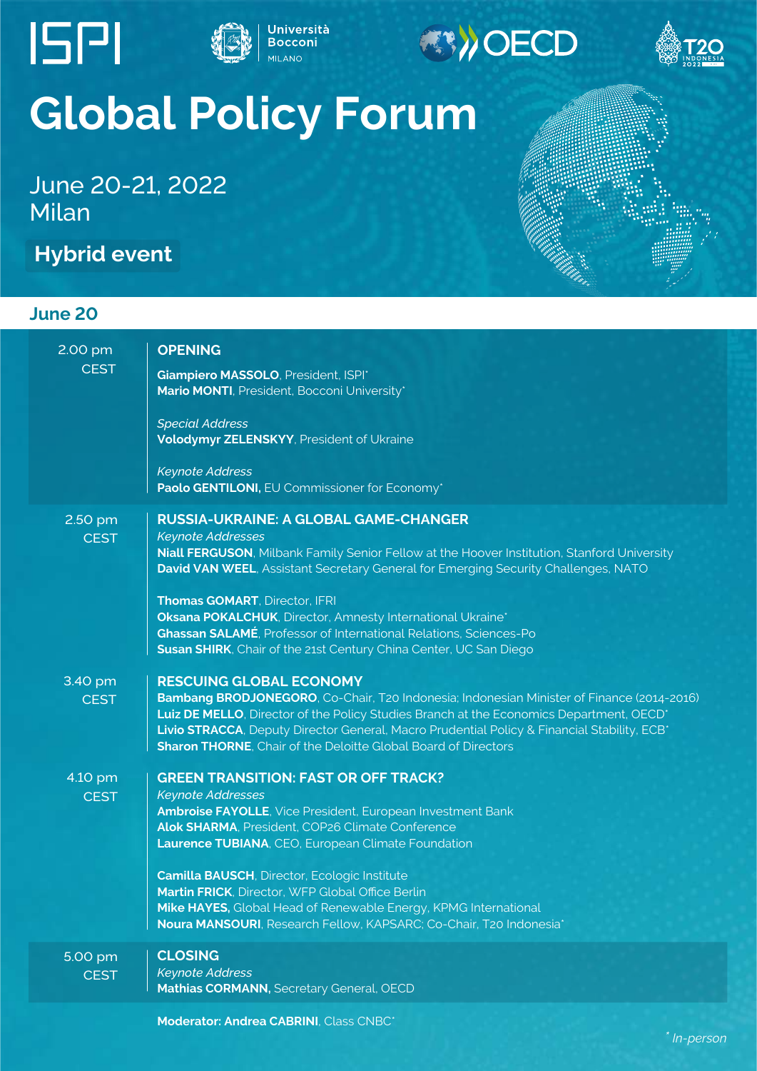ISPI | Università Bocconi MILANO | OECD | T20 INDONESIA 2022

# Global Policy Forum

June 20-21, 2022
Milan

**Hybrid event**

## June 20

**2.00 pm CEST**

**OPENING**

**Giampiero MASSOLO**, President, ISPI*
**Mario MONTI**, President, Bocconi University*

*Special Address*
**Volodymyr ZELENSKYY**, President of Ukraine

*Keynote Address*
**Paolo GENTILONI,** EU Commissioner for Economy*

**2.50 pm CEST**

**RUSSIA-UKRAINE: A GLOBAL GAME-CHANGER**

*Keynote Addresses*
**Niall FERGUSON**, Milbank Family Senior Fellow at the Hoover Institution, Stanford University
**David VAN WEEL**, Assistant Secretary General for Emerging Security Challenges, NATO

**Thomas GOMART**, Director, IFRI
**Oksana POKALCHUK**, Director, Amnesty International Ukraine*
**Ghassan SALAMÉ**, Professor of International Relations, Sciences-Po
**Susan SHIRK**, Chair of the 21st Century China Center, UC San Diego

**3.40 pm CEST**

**RESCUING GLOBAL ECONOMY**

**Bambang BRODJONEGORO**, Co-Chair, T20 Indonesia; Indonesian Minister of Finance (2014-2016)
**Luiz DE MELLO**, Director of the Policy Studies Branch at the Economics Department, OECD*
**Livio STRACCA**, Deputy Director General, Macro Prudential Policy & Financial Stability, ECB*
**Sharon THORNE**, Chair of the Deloitte Global Board of Directors

**4.10 pm CEST**

**GREEN TRANSITION: FAST OR OFF TRACK?**

*Keynote Addresses*
**Ambroise FAYOLLE**, Vice President, European Investment Bank
**Alok SHARMA**, President, COP26 Climate Conference
**Laurence TUBIANA**, CEO, European Climate Foundation

**Camilla BAUSCH**, Director, Ecologic Institute
**Martin FRICK**, Director, WFP Global Office Berlin
**Mike HAYES,** Global Head of Renewable Energy, KPMG International
**Noura MANSOURI**, Research Fellow, KAPSARC; Co-Chair, T20 Indonesia*

**5.00 pm CEST**

**CLOSING**

*Keynote Address*
**Mathias CORMANN,** Secretary General, OECD

**Moderator: Andrea CABRINI**, Class CNBC*

*\* In-person*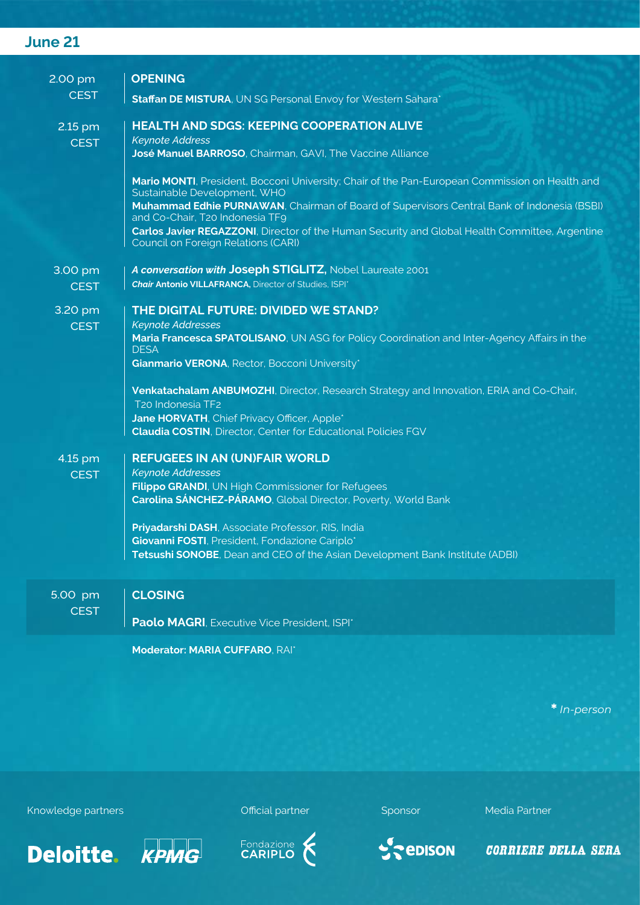## June 21

**2.00 pm CEST**

### OPENING

**Staffan DE MISTURA**, UN SG Personal Envoy for Western Sahara*

**2.15 pm CEST**

### HEALTH AND SDGS: KEEPING COOPERATION ALIVE

*Keynote Address*

**José Manuel BARROSO**, Chairman, GAVI, The Vaccine Alliance

**Mario MONTI**, President, Bocconi University; Chair of the Pan-European Commission on Health and Sustainable Development, WHO
**Muhammad Edhie PURNAWAN**, Chairman of Board of Supervisors Central Bank of Indonesia (BSBI) and Co-Chair, T20 Indonesia TF9
**Carlos Javier REGAZZONI**, Director of the Human Security and Global Health Committee, Argentine Council on Foreign Relations (CARI)

**3.00 pm CEST**

***A conversation with* Joseph STIGLITZ,** Nobel Laureate 2001
***Chair* Antonio VILLAFRANCA,** Director of Studies, ISPI*

**3.20 pm CEST**

### THE DIGITAL FUTURE: DIVIDED WE STAND?

*Keynote Addresses*

**Maria Francesca SPATOLISANO**, UN ASG for Policy Coordination and Inter-Agency Affairs in the DESA
**Gianmario VERONA**, Rector, Bocconi University*

**Venkatachalam ANBUMOZHI**, Director, Research Strategy and Innovation, ERIA and Co-Chair, T20 Indonesia TF2
**Jane HORVATH**, Chief Privacy Officer, Apple*
**Claudia COSTIN**, Director, Center for Educational Policies FGV

**4.15 pm CEST**

### REFUGEES IN AN (UN)FAIR WORLD

*Keynote Addresses*

**Filippo GRANDI**, UN High Commissioner for Refugees
**Carolina SÁNCHEZ-PÁRAMO**, Global Director, Poverty, World Bank

**Priyadarshi DASH**, Associate Professor, RIS, India
**Giovanni FOSTI**, President, Fondazione Cariplo*
**Tetsushi SONOBE**, Dean and CEO of the Asian Development Bank Institute (ADBI)

**5.00 pm CEST**

### CLOSING

**Paolo MAGRI**, Executive Vice President, ISPI*

**Moderator: MARIA CUFFARO**, RAI*

\* *In-person*

Knowledge partners: Deloitte. KPMG

Official partner: Fondazione CARIPLO

Sponsor: EDISON

Media Partner: CORRIERE DELLA SERA